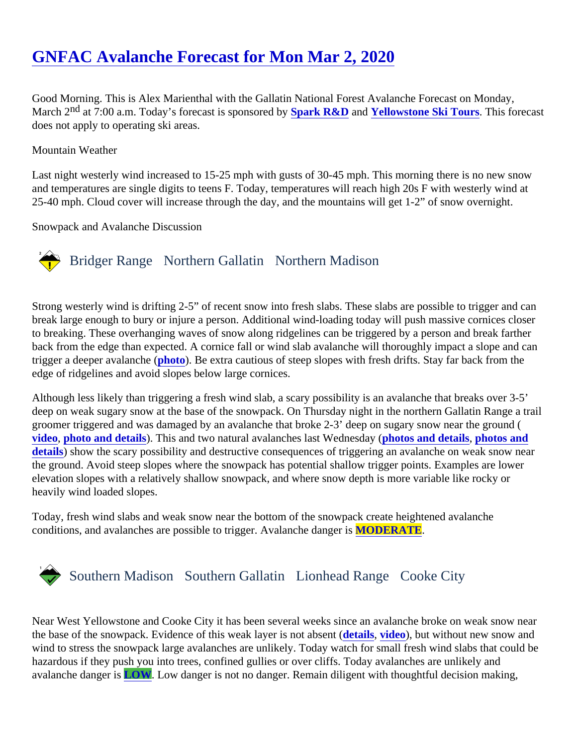# GNFAC Avalanche Forecast for Mon Mar 2, 2020

Good Morning. This is Alex Marienthal with the Gallatin National Forest Avalanche Forecast on Monday, March 2nd at 7:00 a.m. Today's forecast is sponsored by **Spark R&D** and **Yellowstone Ski Tours**. This forecast does not apply to operating ski areas.

Mountain Weather

Last night westerly wind increased to 15-25 mph with gusts of 30-45 mph. This morning there is no new snow and temperatures are single digits to teens F. Today, temperatures will reach high 20s F with westerly wind at 25-40 mph. Cloud cover will increase through the day, and the mountains will get 1-2" of snow overnight.

Snowpack and Avalanche Discussion

## Bridger Range   Northern Gallatin   Northern Madison

Strong westerly wind is drifting 2-5" of recent snow into fresh slabs. These slabs are possible to trigger and can break large enough to bury or injure a person. Additional wind-loading today will push massive cornices closer to breaking. These overhanging waves of snow along ridgelines can be triggered by a person and break farther back from the edge than expected. A cornice fall or wind slab avalanche will thoroughly impact a slope and can trigger a deeper avalanche (**photo**). Be extra cautious of steep slopes with fresh drifts. Stay far back from the edge of ridgelines and avoid slopes below large cornices.

Although less likely than triggering a fresh wind slab, a scary possibility is an avalanche that breaks over 3-5' deep on weak sugary snow at the base of the snowpack. On Thursday night in the northern Gallatin Range a trail groomer triggered and was damaged by an avalanche that broke 2-3' deep on sugary snow near the ground (**video**, **photo and details**). This and two natural avalanches last Wednesday (**photos and details**, **photos and details**) show the scary possibility and destructive consequences of triggering an avalanche on weak snow near the ground. Avoid steep slopes where the snowpack has potential shallow trigger points. Examples are lower elevation slopes with a relatively shallow snowpack, and where snow depth is more variable like rocky or heavily wind loaded slopes.

Today, fresh wind slabs and weak snow near the bottom of the snowpack create heightened avalanche conditions, and avalanches are possible to trigger. Avalanche danger is **MODERATE**.

## Southern Madison   Southern Gallatin   Lionhead Range   Cooke City

Near West Yellowstone and Cooke City it has been several weeks since an avalanche broke on weak snow near the base of the snowpack. Evidence of this weak layer is not absent (**details**, **video**), but without new snow and wind to stress the snowpack large avalanches are unlikely. Today watch for small fresh wind slabs that could be hazardous if they push you into trees, confined gullies or over cliffs. Today avalanches are unlikely and avalanche danger is **LOW**. Low danger is not no danger. Remain diligent with thoughtful decision making,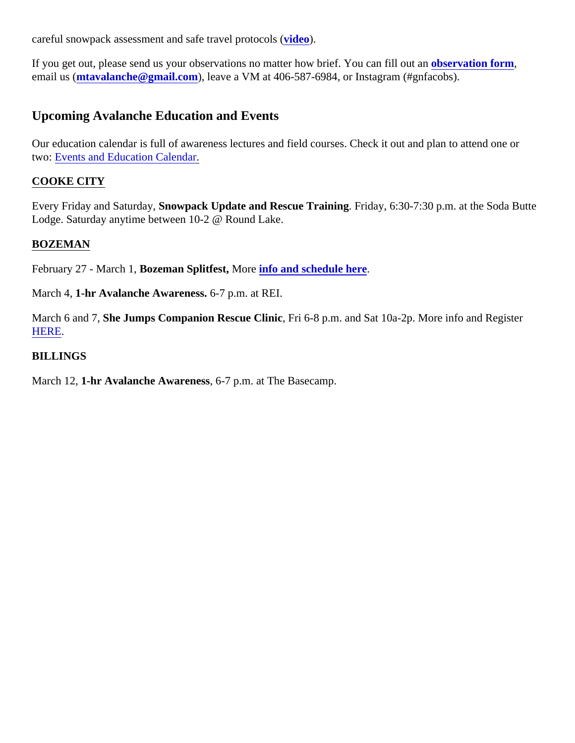careful snowpack assessment and safe travel protocols (**video**).

If you get out, please send us your observations no matter how brief. You can fill out an **observation form**, email us (**mtavalanche@gmail.com**), leave a VM at 406-587-6984, or Instagram (#gnfacobs).

## Upcoming Avalanche Education and Events

Our education calendar is full of awareness lectures and field courses. Check it out and plan to attend one or two: Events and Education Calendar.

**COOKE CITY**

Every Friday and Saturday, **Snowpack Update and Rescue Training**. Friday, 6:30-7:30 p.m. at the Soda Butte Lodge. Saturday anytime between 10-2 @ Round Lake.

**BOZEMAN**

February 27 - March 1, **Bozeman Splitfest,** More **info and schedule here**.

March 4, **1-hr Avalanche Awareness.** 6-7 p.m. at REI.

March 6 and 7, **She Jumps Companion Rescue Clinic**, Fri 6-8 p.m. and Sat 10a-2p. More info and Register HERE.

**BILLINGS**

March 12, **1-hr Avalanche Awareness**, 6-7 p.m. at The Basecamp.